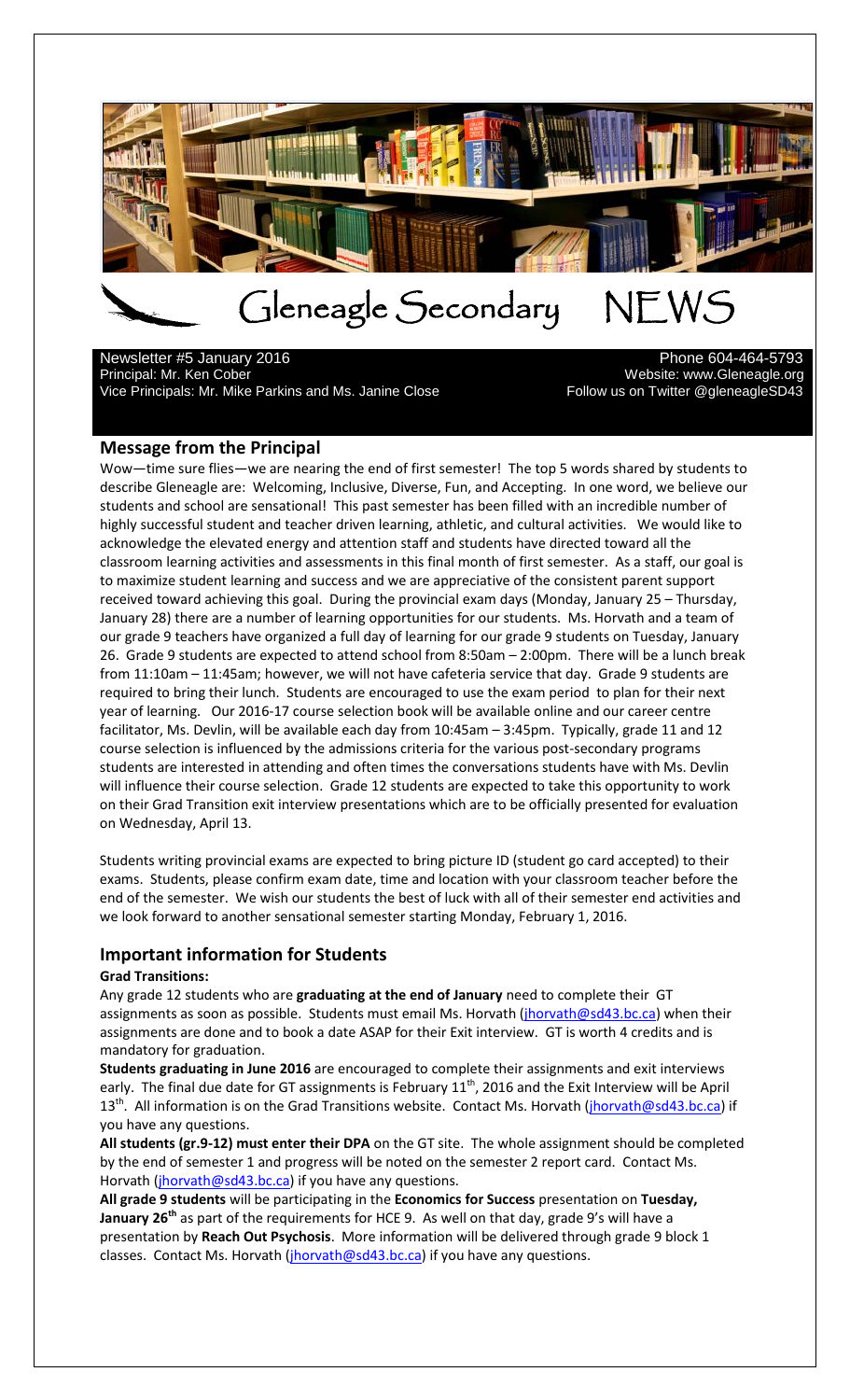# Gleneagle Secondary NEWS

Newsletter #5 January 2016
Principal: Mr. Ken Cober
Vice Principals: Mr. Mike Parkins and Ms. Janine Close

Phone 604-464-5793
Website: www.Gleneagle.org
Follow us on Twitter @gleneagleSD43

## Message from the Principal

Wow—time sure flies—we are nearing the end of first semester! The top 5 words shared by students to describe Gleneagle are: Welcoming, Inclusive, Diverse, Fun, and Accepting. In one word, we believe our students and school are sensational! This past semester has been filled with an incredible number of highly successful student and teacher driven learning, athletic, and cultural activities. We would like to acknowledge the elevated energy and attention staff and students have directed toward all the classroom learning activities and assessments in this final month of first semester. As a staff, our goal is to maximize student learning and success and we are appreciative of the consistent parent support received toward achieving this goal. During the provincial exam days (Monday, January 25 – Thursday, January 28) there are a number of learning opportunities for our students. Ms. Horvath and a team of our grade 9 teachers have organized a full day of learning for our grade 9 students on Tuesday, January 26. Grade 9 students are expected to attend school from 8:50am – 2:00pm. There will be a lunch break from 11:10am – 11:45am; however, we will not have cafeteria service that day. Grade 9 students are required to bring their lunch. Students are encouraged to use the exam period to plan for their next year of learning. Our 2016-17 course selection book will be available online and our career centre facilitator, Ms. Devlin, will be available each day from 10:45am – 3:45pm. Typically, grade 11 and 12 course selection is influenced by the admissions criteria for the various post-secondary programs students are interested in attending and often times the conversations students have with Ms. Devlin will influence their course selection. Grade 12 students are expected to take this opportunity to work on their Grad Transition exit interview presentations which are to be officially presented for evaluation on Wednesday, April 13.

Students writing provincial exams are expected to bring picture ID (student go card accepted) to their exams. Students, please confirm exam date, time and location with your classroom teacher before the end of the semester. We wish our students the best of luck with all of their semester end activities and we look forward to another sensational semester starting Monday, February 1, 2016.

## Important information for Students

**Grad Transitions:**

Any grade 12 students who are **graduating at the end of January** need to complete their GT assignments as soon as possible. Students must email Ms. Horvath (jhorvath@sd43.bc.ca) when their assignments are done and to book a date ASAP for their Exit interview. GT is worth 4 credits and is mandatory for graduation.

**Students graduating in June 2016** are encouraged to complete their assignments and exit interviews early. The final due date for GT assignments is February 11th, 2016 and the Exit Interview will be April 13th. All information is on the Grad Transitions website. Contact Ms. Horvath (jhorvath@sd43.bc.ca) if you have any questions.

**All students (gr.9-12) must enter their DPA** on the GT site. The whole assignment should be completed by the end of semester 1 and progress will be noted on the semester 2 report card. Contact Ms. Horvath (jhorvath@sd43.bc.ca) if you have any questions.

**All grade 9 students** will be participating in the **Economics for Success** presentation on **Tuesday, January 26th** as part of the requirements for HCE 9. As well on that day, grade 9's will have a presentation by **Reach Out Psychosis**. More information will be delivered through grade 9 block 1 classes. Contact Ms. Horvath (jhorvath@sd43.bc.ca) if you have any questions.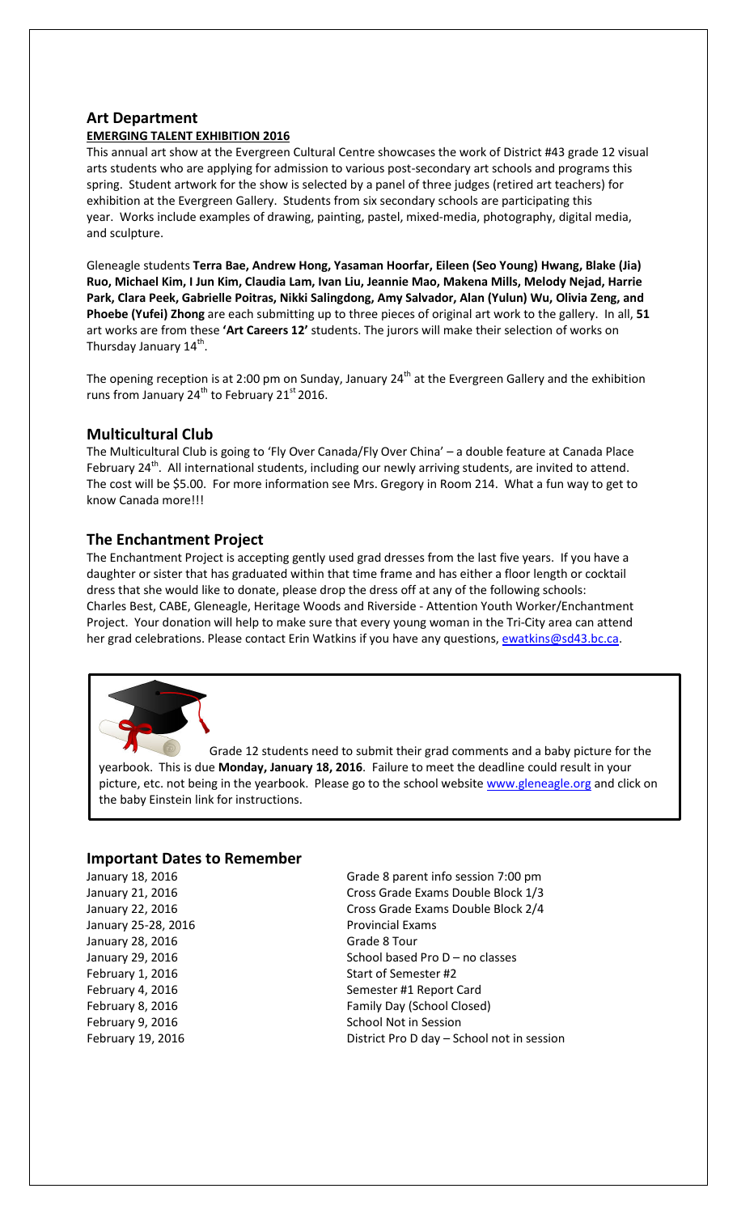## Art Department

### EMERGING TALENT EXHIBITION 2016

This annual art show at the Evergreen Cultural Centre showcases the work of District #43 grade 12 visual arts students who are applying for admission to various post-secondary art schools and programs this spring. Student artwork for the show is selected by a panel of three judges (retired art teachers) for exhibition at the Evergreen Gallery. Students from six secondary schools are participating this year. Works include examples of drawing, painting, pastel, mixed-media, photography, digital media, and sculpture.

Gleneagle students **Terra Bae, Andrew Hong, Yasaman Hoorfar, Eileen (Seo Young) Hwang, Blake (Jia) Ruo, Michael Kim, I Jun Kim, Claudia Lam, Ivan Liu, Jeannie Mao, Makena Mills, Melody Nejad, Harrie Park, Clara Peek, Gabrielle Poitras, Nikki Salingdong, Amy Salvador, Alan (Yulun) Wu, Olivia Zeng, and Phoebe (Yufei) Zhong** are each submitting up to three pieces of original art work to the gallery. In all, **51** art works are from these **'Art Careers 12'** students. The jurors will make their selection of works on Thursday January 14th.

The opening reception is at 2:00 pm on Sunday, January 24th at the Evergreen Gallery and the exhibition runs from January 24th to February 21st 2016.

## Multicultural Club

The Multicultural Club is going to 'Fly Over Canada/Fly Over China' – a double feature at Canada Place February 24th. All international students, including our newly arriving students, are invited to attend. The cost will be $5.00. For more information see Mrs. Gregory in Room 214. What a fun way to get to know Canada more!!!

## The Enchantment Project

The Enchantment Project is accepting gently used grad dresses from the last five years. If you have a daughter or sister that has graduated within that time frame and has either a floor length or cocktail dress that she would like to donate, please drop the dress off at any of the following schools: Charles Best, CABE, Gleneagle, Heritage Woods and Riverside - Attention Youth Worker/Enchantment Project. Your donation will help to make sure that every young woman in the Tri-City area can attend her grad celebrations. Please contact Erin Watkins if you have any questions, ewatkins@sd43.bc.ca.

Grade 12 students need to submit their grad comments and a baby picture for the yearbook. This is due **Monday, January 18, 2016**. Failure to meet the deadline could result in your picture, etc. not being in the yearbook. Please go to the school website www.gleneagle.org and click on the baby Einstein link for instructions.

## Important Dates to Remember

| | |
|---|---|
| January 18, 2016 | Grade 8 parent info session 7:00 pm |
| January 21, 2016 | Cross Grade Exams Double Block 1/3 |
| January 22, 2016 | Cross Grade Exams Double Block 2/4 |
| January 25-28, 2016 | Provincial Exams |
| January 28, 2016 | Grade 8 Tour |
| January 29, 2016 | School based Pro D – no classes |
| February 1, 2016 | Start of Semester #2 |
| February 4, 2016 | Semester #1 Report Card |
| February 8, 2016 | Family Day (School Closed) |
| February 9, 2016 | School Not in Session |
| February 19, 2016 | District Pro D day – School not in session |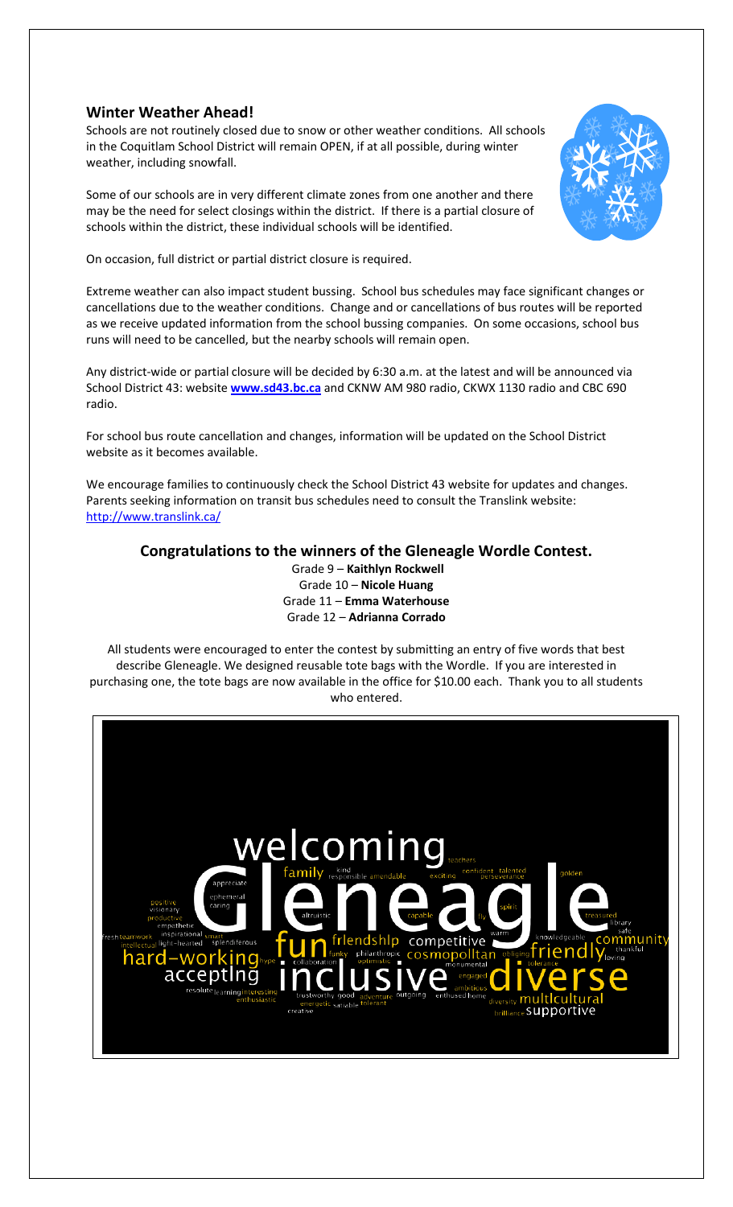## Winter Weather Ahead!

Schools are not routinely closed due to snow or other weather conditions. All schools in the Coquitlam School District will remain OPEN, if at all possible, during winter weather, including snowfall.

Some of our schools are in very different climate zones from one another and there may be the need for select closings within the district. If there is a partial closure of schools within the district, these individual schools will be identified.

On occasion, full district or partial district closure is required.

Extreme weather can also impact student bussing. School bus schedules may face significant changes or cancellations due to the weather conditions. Change and or cancellations of bus routes will be reported as we receive updated information from the school bussing companies. On some occasions, school bus runs will need to be cancelled, but the nearby schools will remain open.

Any district-wide or partial closure will be decided by 6:30 a.m. at the latest and will be announced via School District 43: website **www.sd43.bc.ca** and CKNW AM 980 radio, CKWX 1130 radio and CBC 690 radio.

For school bus route cancellation and changes, information will be updated on the School District website as it becomes available.

We encourage families to continuously check the School District 43 website for updates and changes. Parents seeking information on transit bus schedules need to consult the Translink website: http://www.translink.ca/

## Congratulations to the winners of the Gleneagle Wordle Contest.

Grade 9 – **Kaithlyn Rockwell**
Grade 10 – **Nicole Huang**
Grade 11 – **Emma Waterhouse**
Grade 12 – **Adrianna Corrado**

All students were encouraged to enter the contest by submitting an entry of five words that best describe Gleneagle. We designed reusable tote bags with the Wordle. If you are interested in purchasing one, the tote bags are now available in the office for $10.00 each. Thank you to all students who entered.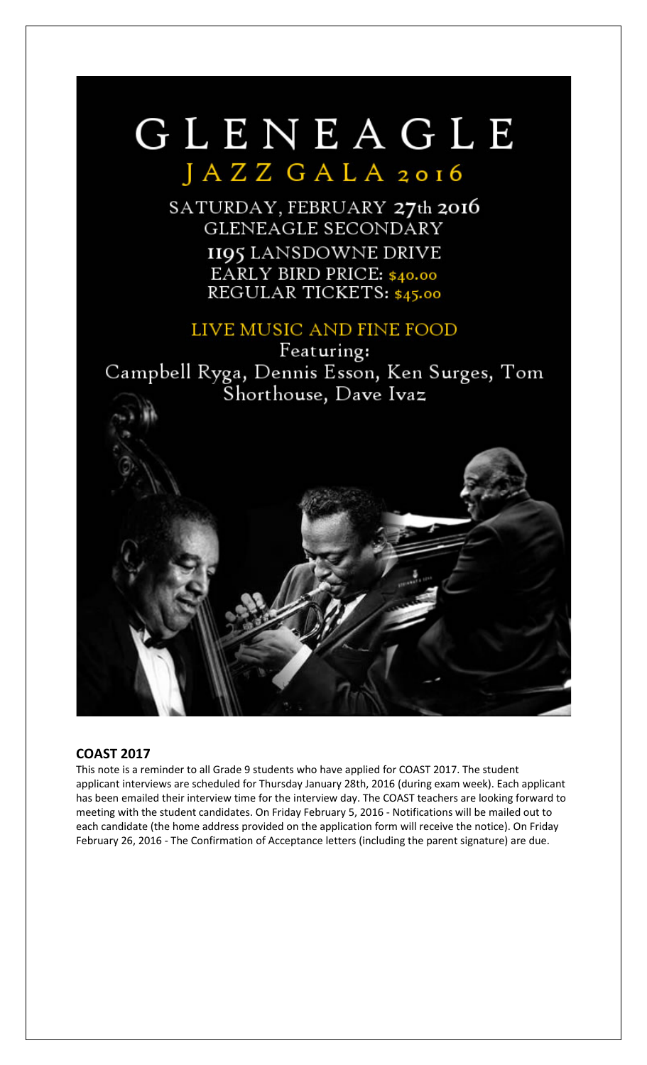# GLENEAGLE

## JAZZ GALA 2016

SATURDAY, FEBRUARY 27th 2016
GLENEAGLE SECONDARY
1195 LANSDOWNE DRIVE
EARLY BIRD PRICE: $40.00
REGULAR TICKETS: $45.00

LIVE MUSIC AND FINE FOOD
Featuring:
Campbell Ryga, Dennis Esson, Ken Surges, Tom Shorthouse, Dave Ivaz

## COAST 2017

This note is a reminder to all Grade 9 students who have applied for COAST 2017. The student applicant interviews are scheduled for Thursday January 28th, 2016 (during exam week). Each applicant has been emailed their interview time for the interview day. The COAST teachers are looking forward to meeting with the student candidates. On Friday February 5, 2016 - Notifications will be mailed out to each candidate (the home address provided on the application form will receive the notice). On Friday February 26, 2016 - The Confirmation of Acceptance letters (including the parent signature) are due.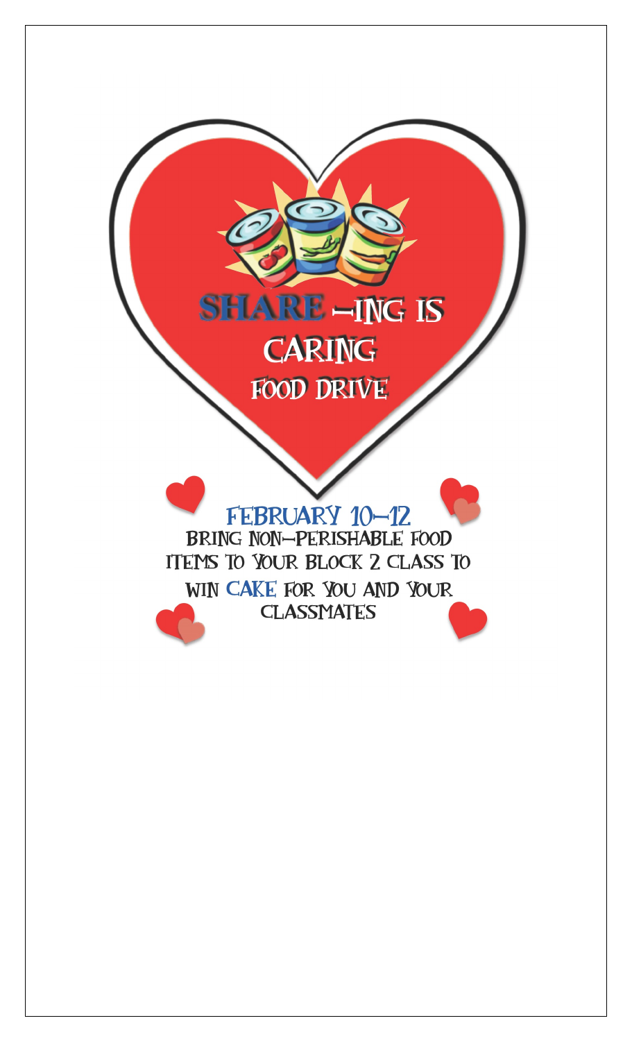# SHARE -ING IS CARING

## FOOD DRIVE

### FEBRUARY 10-12

BRING NON-PERISHABLE FOOD ITEMS TO YOUR BLOCK 2 CLASS TO WIN CAKE FOR YOU AND YOUR CLASSMATES